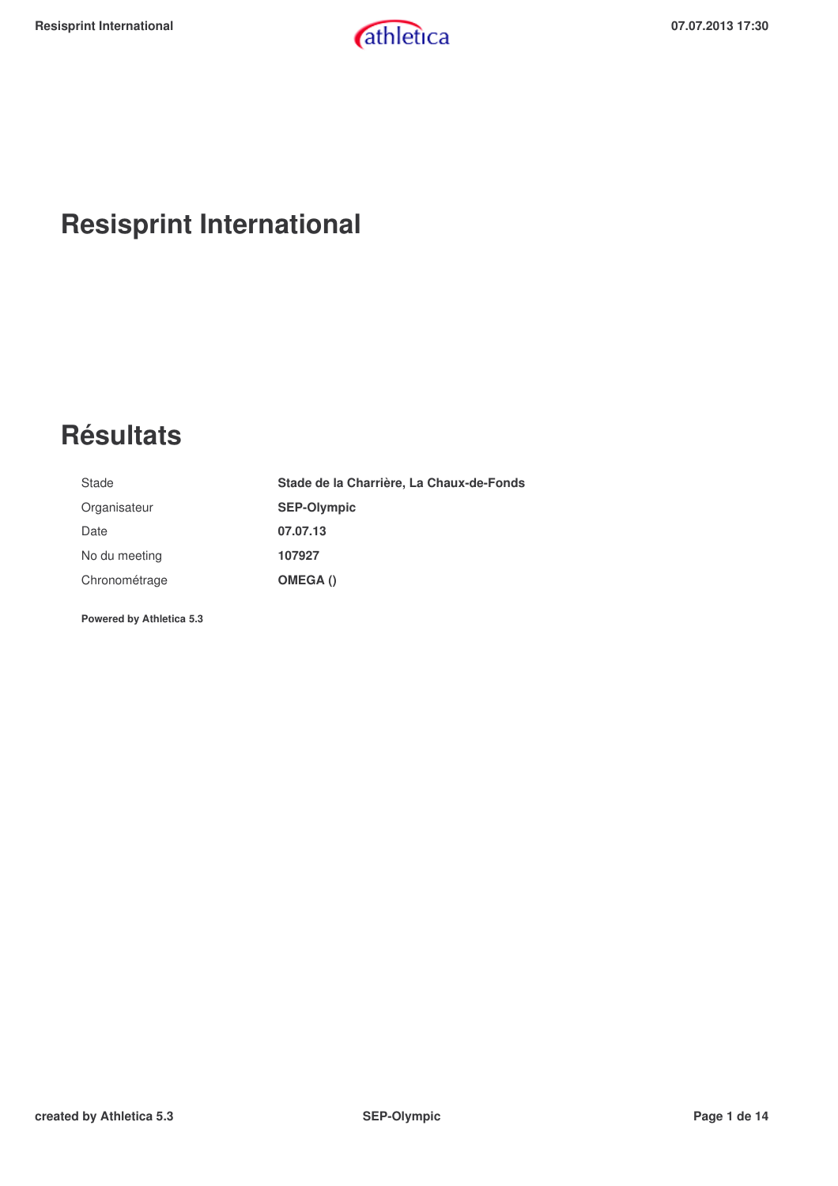# Resisprint International

# Résultats

| | |
|---|---|
| Stade | **Stade de la Charrière, La Chaux-de-Fonds** |
| Organisateur | **SEP-Olympic** |
| Date | **07.07.13** |
| No du meeting | **107927** |
| Chronométrage | **OMEGA ()** |

**Powered by Athletica 5.3**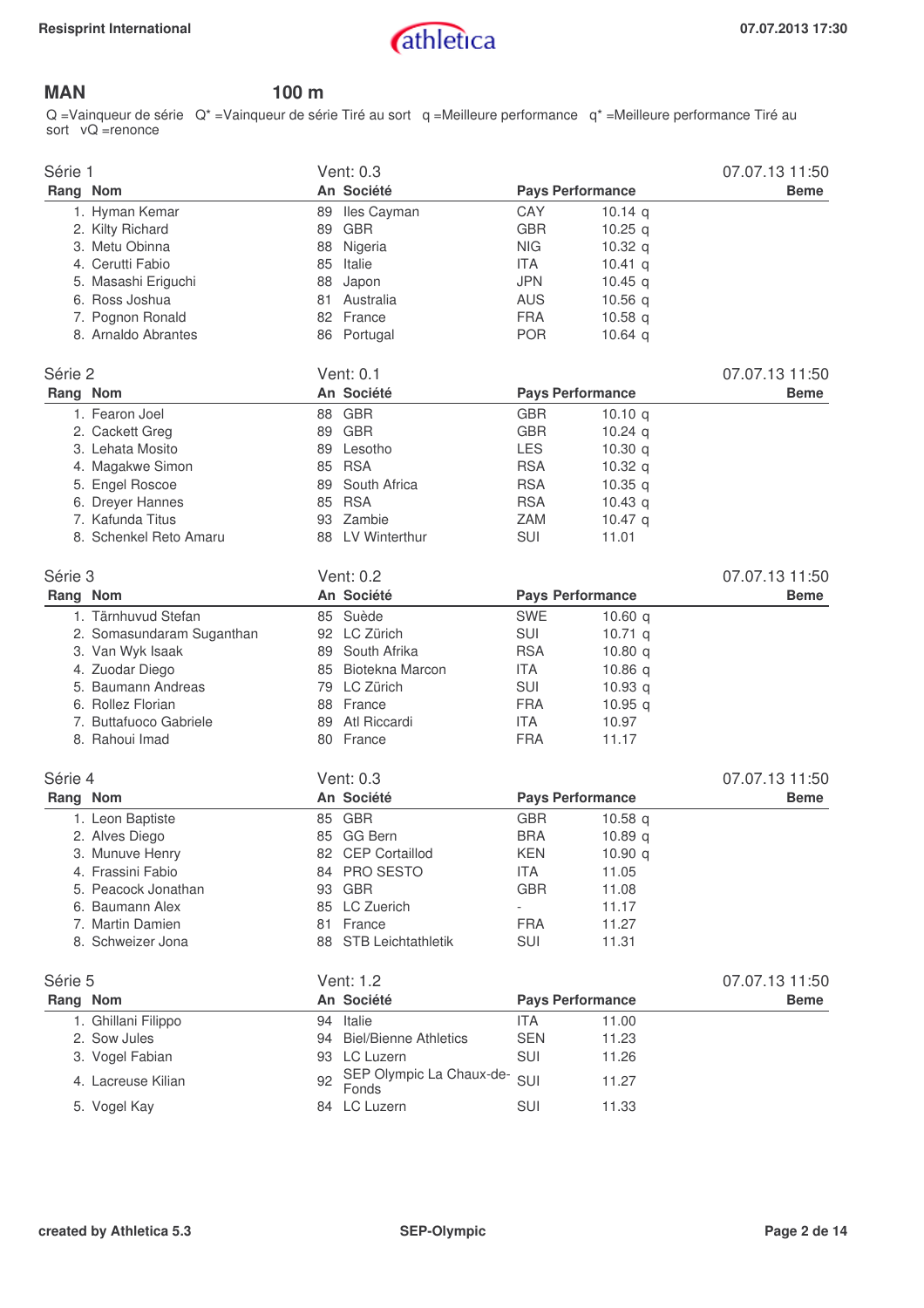## MAN 100 m

Q =Vainqueur de série Q* =Vainqueur de série Tiré au sort q =Meilleure performance q* =Meilleure performance Tiré au sort vQ =renonce

### Série 1 — Vent: 0.3 — 07.07.13 11:50 Beme

| Rang | Nom | An | Société | Pays | Performance |
|---|---|---|---|---|---|
| 1. | Hyman Kemar | 89 | Iles Cayman | CAY | 10.14 q |
| 2. | Kilty Richard | 89 | GBR | GBR | 10.25 q |
| 3. | Metu Obinna | 88 | Nigeria | NIG | 10.32 q |
| 4. | Cerutti Fabio | 85 | Italie | ITA | 10.41 q |
| 5. | Masashi Eriguchi | 88 | Japon | JPN | 10.45 q |
| 6. | Ross Joshua | 81 | Australia | AUS | 10.56 q |
| 7. | Pognon Ronald | 82 | France | FRA | 10.58 q |
| 8. | Arnaldo Abrantes | 86 | Portugal | POR | 10.64 q |

### Série 2 — Vent: 0.1 — 07.07.13 11:50 Beme

| Rang | Nom | An | Société | Pays | Performance |
|---|---|---|---|---|---|
| 1. | Fearon Joel | 88 | GBR | GBR | 10.10 q |
| 2. | Cackett Greg | 89 | GBR | GBR | 10.24 q |
| 3. | Lehata Mosito | 89 | Lesotho | LES | 10.30 q |
| 4. | Magakwe Simon | 85 | RSA | RSA | 10.32 q |
| 5. | Engel Roscoe | 89 | South Africa | RSA | 10.35 q |
| 6. | Dreyer Hannes | 85 | RSA | RSA | 10.43 q |
| 7. | Kafunda Titus | 93 | Zambie | ZAM | 10.47 q |
| 8. | Schenkel Reto Amaru | 88 | LV Winterthur | SUI | 11.01 |

### Série 3 — Vent: 0.2 — 07.07.13 11:50 Beme

| Rang | Nom | An | Société | Pays | Performance |
|---|---|---|---|---|---|
| 1. | Tärnhuvud Stefan | 85 | Suède | SWE | 10.60 q |
| 2. | Somasundaram Suganthan | 92 | LC Zürich | SUI | 10.71 q |
| 3. | Van Wyk Isaak | 89 | South Afrika | RSA | 10.80 q |
| 4. | Zuodar Diego | 85 | Biotekna Marcon | ITA | 10.86 q |
| 5. | Baumann Andreas | 79 | LC Zürich | SUI | 10.93 q |
| 6. | Rollez Florian | 88 | France | FRA | 10.95 q |
| 7. | Buttafuoco Gabriele | 89 | Atl Riccardi | ITA | 10.97 |
| 8. | Rahoui Imad | 80 | France | FRA | 11.17 |

### Série 4 — Vent: 0.3 — 07.07.13 11:50 Beme

| Rang | Nom | An | Société | Pays | Performance |
|---|---|---|---|---|---|
| 1. | Leon Baptiste | 85 | GBR | GBR | 10.58 q |
| 2. | Alves Diego | 85 | GG Bern | BRA | 10.89 q |
| 3. | Munuve Henry | 82 | CEP Cortaillod | KEN | 10.90 q |
| 4. | Frassini Fabio | 84 | PRO SESTO | ITA | 11.05 |
| 5. | Peacock Jonathan | 93 | GBR | GBR | 11.08 |
| 6. | Baumann Alex | 85 | LC Zuerich | - | 11.17 |
| 7. | Martin Damien | 81 | France | FRA | 11.27 |
| 8. | Schweizer Jona | 88 | STB Leichtathletik | SUI | 11.31 |

### Série 5 — Vent: 1.2 — 07.07.13 11:50 Beme

| Rang | Nom | An | Société | Pays | Performance |
|---|---|---|---|---|---|
| 1. | Ghillani Filippo | 94 | Italie | ITA | 11.00 |
| 2. | Sow Jules | 94 | Biel/Bienne Athletics | SEN | 11.23 |
| 3. | Vogel Fabian | 93 | LC Luzern | SUI | 11.26 |
| 4. | Lacreuse Kilian | 92 | SEP Olympic La Chaux-de-Fonds | SUI | 11.27 |
| 5. | Vogel Kay | 84 | LC Luzern | SUI | 11.33 |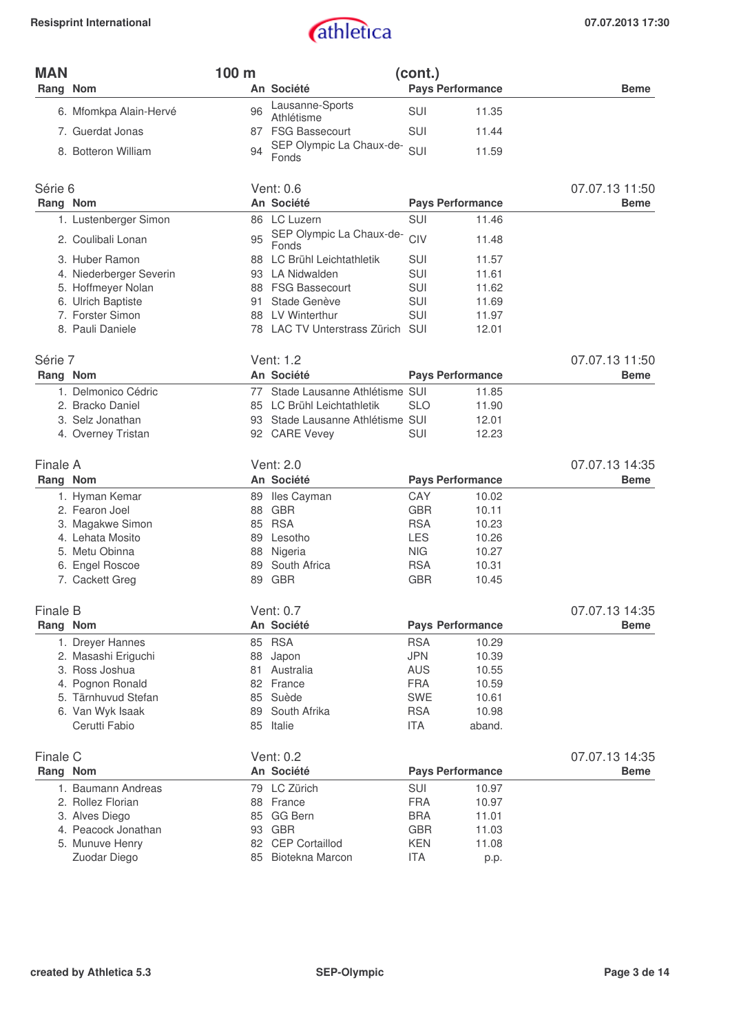## MAN — 100 m (cont.)

| Rang | Nom | An | Société | Pays | Performance | Beme |
|---|---|---|---|---|---|---|
| 6. | Mfomkpa Alain-Hervé | 96 | Lausanne-Sports Athlétisme | SUI | 11.35 | |
| 7. | Guerdat Jonas | 87 | FSG Bassecourt | SUI | 11.44 | |
| 8. | Botteron William | 94 | SEP Olympic La Chaux-de-Fonds | SUI | 11.59 | |

### Série 6 — Vent: 0.6 — 07.07.13 11:50

| Rang | Nom | An | Société | Pays | Performance | Beme |
|---|---|---|---|---|---|---|
| 1. | Lustenberger Simon | 86 | LC Luzern | SUI | 11.46 | |
| 2. | Coulibali Lonan | 95 | SEP Olympic La Chaux-de-Fonds | CIV | 11.48 | |
| 3. | Huber Ramon | 88 | LC Brühl Leichtathletik | SUI | 11.57 | |
| 4. | Niederberger Severin | 93 | LA Nidwalden | SUI | 11.61 | |
| 5. | Hoffmeyer Nolan | 88 | FSG Bassecourt | SUI | 11.62 | |
| 6. | Ulrich Baptiste | 91 | Stade Genève | SUI | 11.69 | |
| 7. | Forster Simon | 88 | LV Winterthur | SUI | 11.97 | |
| 8. | Pauli Daniele | 78 | LAC TV Unterstrass Zürich | SUI | 12.01 | |

### Série 7 — Vent: 1.2 — 07.07.13 11:50

| Rang | Nom | An | Société | Pays | Performance | Beme |
|---|---|---|---|---|---|---|
| 1. | Delmonico Cédric | 77 | Stade Lausanne Athlétisme | SUI | 11.85 | |
| 2. | Bracko Daniel | 85 | LC Brühl Leichtathletik | SLO | 11.90 | |
| 3. | Selz Jonathan | 93 | Stade Lausanne Athlétisme | SUI | 12.01 | |
| 4. | Overney Tristan | 92 | CARE Vevey | SUI | 12.23 | |

### Finale A — Vent: 2.0 — 07.07.13 14:35

| Rang | Nom | An | Société | Pays | Performance | Beme |
|---|---|---|---|---|---|---|
| 1. | Hyman Kemar | 89 | Iles Cayman | CAY | 10.02 | |
| 2. | Fearon Joel | 88 | GBR | GBR | 10.11 | |
| 3. | Magakwe Simon | 85 | RSA | RSA | 10.23 | |
| 4. | Lehata Mosito | 89 | Lesotho | LES | 10.26 | |
| 5. | Metu Obinna | 88 | Nigeria | NIG | 10.27 | |
| 6. | Engel Roscoe | 89 | South Africa | RSA | 10.31 | |
| 7. | Cackett Greg | 89 | GBR | GBR | 10.45 | |

### Finale B — Vent: 0.7 — 07.07.13 14:35

| Rang | Nom | An | Société | Pays | Performance | Beme |
|---|---|---|---|---|---|---|
| 1. | Dreyer Hannes | 85 | RSA | RSA | 10.29 | |
| 2. | Masashi Eriguchi | 88 | Japon | JPN | 10.39 | |
| 3. | Ross Joshua | 81 | Australia | AUS | 10.55 | |
| 4. | Pognon Ronald | 82 | France | FRA | 10.59 | |
| 5. | Tärnhuvud Stefan | 85 | Suède | SWE | 10.61 | |
| 6. | Van Wyk Isaak | 89 | South Afrika | RSA | 10.98 | |
| | Cerutti Fabio | 85 | Italie | ITA | aband. | |

### Finale C — Vent: 0.2 — 07.07.13 14:35

| Rang | Nom | An | Société | Pays | Performance | Beme |
|---|---|---|---|---|---|---|
| 1. | Baumann Andreas | 79 | LC Zürich | SUI | 10.97 | |
| 2. | Rollez Florian | 88 | France | FRA | 10.97 | |
| 3. | Alves Diego | 85 | GG Bern | BRA | 11.01 | |
| 4. | Peacock Jonathan | 93 | GBR | GBR | 11.03 | |
| 5. | Munuve Henry | 82 | CEP Cortaillod | KEN | 11.08 | |
| | Zuodar Diego | 85 | Biotekna Marcon | ITA | p.p. | |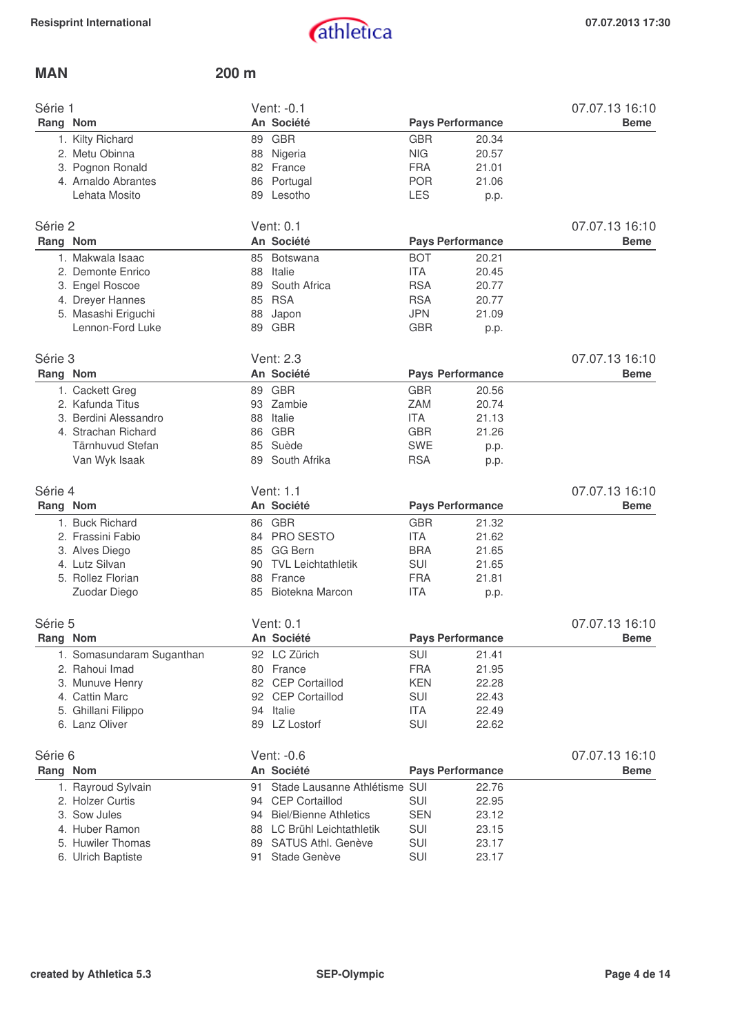## MAN 200 m

### Série 1 — Vent: -0.1 — 07.07.13 16:10 — Beme

| Rang | Nom | An | Société | Pays | Performance |
|---|---|---|---|---|---|
| 1. | Kilty Richard | 89 | GBR | GBR | 20.34 |
| 2. | Metu Obinna | 88 | Nigeria | NIG | 20.57 |
| 3. | Pognon Ronald | 82 | France | FRA | 21.01 |
| 4. | Arnaldo Abrantes | 86 | Portugal | POR | 21.06 |
| | Lehata Mosito | 89 | Lesotho | LES | p.p. |

### Série 2 — Vent: 0.1 — 07.07.13 16:10 — Beme

| Rang | Nom | An | Société | Pays | Performance |
|---|---|---|---|---|---|
| 1. | Makwala Isaac | 85 | Botswana | BOT | 20.21 |
| 2. | Demonte Enrico | 88 | Italie | ITA | 20.45 |
| 3. | Engel Roscoe | 89 | South Africa | RSA | 20.77 |
| 4. | Dreyer Hannes | 85 | RSA | RSA | 20.77 |
| 5. | Masashi Eriguchi | 88 | Japon | JPN | 21.09 |
| | Lennon-Ford Luke | 89 | GBR | GBR | p.p. |

### Série 3 — Vent: 2.3 — 07.07.13 16:10 — Beme

| Rang | Nom | An | Société | Pays | Performance |
|---|---|---|---|---|---|
| 1. | Cackett Greg | 89 | GBR | GBR | 20.56 |
| 2. | Kafunda Titus | 93 | Zambie | ZAM | 20.74 |
| 3. | Berdini Alessandro | 88 | Italie | ITA | 21.13 |
| 4. | Strachan Richard | 86 | GBR | GBR | 21.26 |
| | Tärnhuvud Stefan | 85 | Suède | SWE | p.p. |
| | Van Wyk Isaak | 89 | South Afrika | RSA | p.p. |

### Série 4 — Vent: 1.1 — 07.07.13 16:10 — Beme

| Rang | Nom | An | Société | Pays | Performance |
|---|---|---|---|---|---|
| 1. | Buck Richard | 86 | GBR | GBR | 21.32 |
| 2. | Frassini Fabio | 84 | PRO SESTO | ITA | 21.62 |
| 3. | Alves Diego | 85 | GG Bern | BRA | 21.65 |
| 4. | Lutz Silvan | 90 | TVL Leichtathletik | SUI | 21.65 |
| 5. | Rollez Florian | 88 | France | FRA | 21.81 |
| | Zuodar Diego | 85 | Biotekna Marcon | ITA | p.p. |

### Série 5 — Vent: 0.1 — 07.07.13 16:10 — Beme

| Rang | Nom | An | Société | Pays | Performance |
|---|---|---|---|---|---|
| 1. | Somasundaram Suganthan | 92 | LC Zürich | SUI | 21.41 |
| 2. | Rahoui Imad | 80 | France | FRA | 21.95 |
| 3. | Munuve Henry | 82 | CEP Cortaillod | KEN | 22.28 |
| 4. | Cattin Marc | 92 | CEP Cortaillod | SUI | 22.43 |
| 5. | Ghillani Filippo | 94 | Italie | ITA | 22.49 |
| 6. | Lanz Oliver | 89 | LZ Lostorf | SUI | 22.62 |

### Série 6 — Vent: -0.6 — 07.07.13 16:10 — Beme

| Rang | Nom | An | Société | Pays | Performance |
|---|---|---|---|---|---|
| 1. | Rayroud Sylvain | 91 | Stade Lausanne Athlétisme | SUI | 22.76 |
| 2. | Holzer Curtis | 94 | CEP Cortaillod | SUI | 22.95 |
| 3. | Sow Jules | 94 | Biel/Bienne Athletics | SEN | 23.12 |
| 4. | Huber Ramon | 88 | LC Brühl Leichtathletik | SUI | 23.15 |
| 5. | Huwiler Thomas | 89 | SATUS Athl. Genève | SUI | 23.17 |
| 6. | Ulrich Baptiste | 91 | Stade Genève | SUI | 23.17 |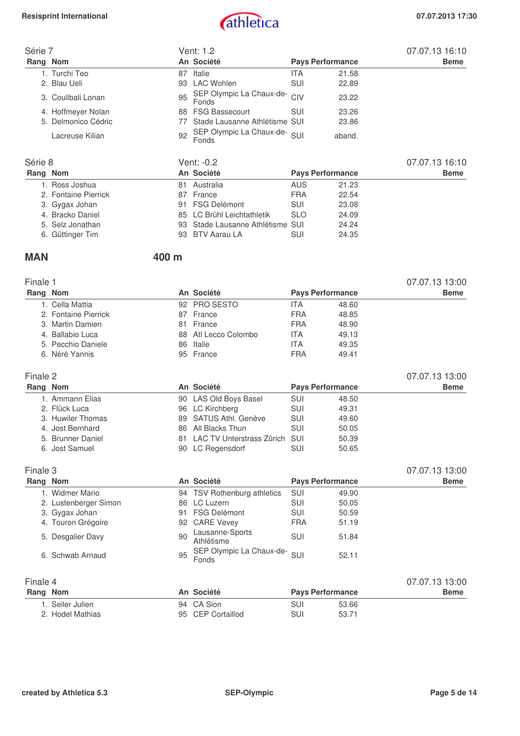## Série 7

Vent: 1.2 — 07.07.13 16:10

| Rang | Nom | An | Société | Pays | Performance | Beme |
|---|---|---|---|---|---|---|
| 1. | Turchi Teo | 87 | Italie | ITA | 21.58 | |
| 2. | Blau Ueli | 93 | LAC Wohlen | SUI | 22.89 | |
| 3. | Coulibali Lonan | 95 | SEP Olympic La Chaux-de-Fonds | CIV | 23.22 | |
| 4. | Hoffmeyer Nolan | 88 | FSG Bassecourt | SUI | 23.26 | |
| 5. | Delmonico Cédric | 77 | Stade Lausanne Athlétisme | SUI | 23.86 | |
| | Lacreuse Kilian | 92 | SEP Olympic La Chaux-de-Fonds | SUI | aband. | |

## Série 8

Vent: -0.2 — 07.07.13 16:10

| Rang | Nom | An | Société | Pays | Performance | Beme |
|---|---|---|---|---|---|---|
| 1. | Ross Joshua | 81 | Australia | AUS | 21.23 | |
| 2. | Fontaine Pierrick | 87 | France | FRA | 22.54 | |
| 3. | Gygax Johan | 91 | FSG Delémont | SUI | 23.08 | |
| 4. | Bracko Daniel | 85 | LC Brühl Leichtathletik | SLO | 24.09 | |
| 5. | Selz Jonathan | 93 | Stade Lausanne Athlétisme | SUI | 24.24 | |
| 6. | Güttinger Tim | 93 | BTV Aarau LA | SUI | 24.35 | |

# MAN 400 m

## Finale 1

07.07.13 13:00

| Rang | Nom | An | Société | Pays | Performance | Beme |
|---|---|---|---|---|---|---|
| 1. | Cella Mattia | 92 | PRO SESTO | ITA | 48.60 | |
| 2. | Fontaine Pierrick | 87 | France | FRA | 48.85 | |
| 3. | Martin Damien | 81 | France | FRA | 48.90 | |
| 4. | Ballabio Luca | 88 | Atl Lecco Colombo | ITA | 49.13 | |
| 5. | Pecchio Daniele | 86 | Italie | ITA | 49.35 | |
| 6. | Néré Yannis | 95 | France | FRA | 49.41 | |

## Finale 2

07.07.13 13:00

| Rang | Nom | An | Société | Pays | Performance | Beme |
|---|---|---|---|---|---|---|
| 1. | Ammann Elias | 90 | LAS Old Boys Basel | SUI | 48.50 | |
| 2. | Flück Luca | 96 | LC Kirchberg | SUI | 49.31 | |
| 3. | Huwiler Thomas | 89 | SATUS Athl. Genève | SUI | 49.60 | |
| 4. | Jost Bernhard | 86 | All Blacks Thun | SUI | 50.05 | |
| 5. | Brunner Daniel | 81 | LAC TV Unterstrass Zürich | SUI | 50.39 | |
| 6. | Jost Samuel | 90 | LC Regensdorf | SUI | 50.65 | |

## Finale 3

07.07.13 13:00

| Rang | Nom | An | Société | Pays | Performance | Beme |
|---|---|---|---|---|---|---|
| 1. | Widmer Mario | 94 | TSV Rothenburg athletics | SUI | 49.90 | |
| 2. | Lustenberger Simon | 86 | LC Luzern | SUI | 50.05 | |
| 3. | Gygax Johan | 91 | FSG Delémont | SUI | 50.59 | |
| 4. | Touron Grégoire | 92 | CARE Vevey | FRA | 51.19 | |
| 5. | Desgalier Davy | 90 | Lausanne-Sports Athlétisme | SUI | 51.84 | |
| 6. | Schwab Arnaud | 95 | SEP Olympic La Chaux-de-Fonds | SUI | 52.11 | |

## Finale 4

07.07.13 13:00

| Rang | Nom | An | Société | Pays | Performance | Beme |
|---|---|---|---|---|---|---|
| 1. | Seiler Julien | 94 | CA Sion | SUI | 53.66 | |
| 2. | Hodel Mathias | 95 | CEP Cortaillod | SUI | 53.71 | |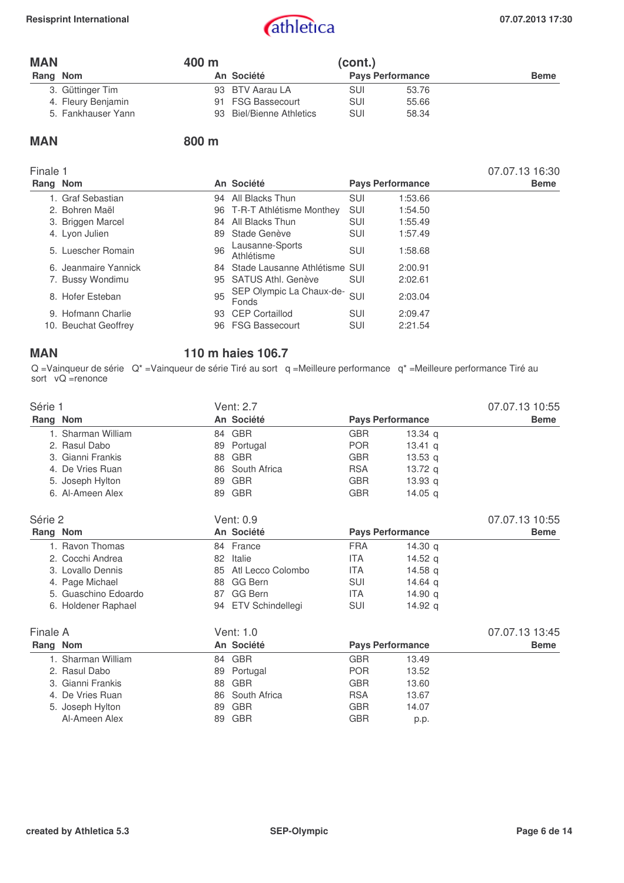## MAN — 400 m (cont.)

| Rang | Nom | An | Société | Pays | Performance | Beme |
|---|---|---|---|---|---|---|
| 3. | Güttinger Tim | 93 | BTV Aarau LA | SUI | 53.76 | |
| 4. | Fleury Benjamin | 91 | FSG Bassecourt | SUI | 55.66 | |
| 5. | Fankhauser Yann | 93 | Biel/Bienne Athletics | SUI | 58.34 | |

## MAN — 800 m

### Finale 1 — 07.07.13 16:30

| Rang | Nom | An | Société | Pays | Performance | Beme |
|---|---|---|---|---|---|---|
| 1. | Graf Sebastian | 94 | All Blacks Thun | SUI | 1:53.66 | |
| 2. | Bohren Maël | 96 | T-R-T Athlétisme Monthey | SUI | 1:54.50 | |
| 3. | Briggen Marcel | 84 | All Blacks Thun | SUI | 1:55.49 | |
| 4. | Lyon Julien | 89 | Stade Genève | SUI | 1:57.49 | |
| 5. | Luescher Romain | 96 | Lausanne-Sports Athlétisme | SUI | 1:58.68 | |
| 6. | Jeanmaire Yannick | 84 | Stade Lausanne Athlétisme | SUI | 2:00.91 | |
| 7. | Bussy Wondimu | 95 | SATUS Athl. Genève | SUI | 2:02.61 | |
| 8. | Hofer Esteban | 95 | SEP Olympic La Chaux-de-Fonds | SUI | 2:03.04 | |
| 9. | Hofmann Charlie | 93 | CEP Cortaillod | SUI | 2:09.47 | |
| 10. | Beuchat Geoffrey | 96 | FSG Bassecourt | SUI | 2:21.54 | |

## MAN — 110 m haies 106.7

Q =Vainqueur de série Q* =Vainqueur de série Tiré au sort q =Meilleure performance q* =Meilleure performance Tiré au sort vQ =renonce

### Série 1 — Vent: 2.7 — 07.07.13 10:55

| Rang | Nom | An | Société | Pays | Performance | Beme |
|---|---|---|---|---|---|---|
| 1. | Sharman William | 84 | GBR | GBR | 13.34 q | |
| 2. | Rasul Dabo | 89 | Portugal | POR | 13.41 q | |
| 3. | Gianni Frankis | 88 | GBR | GBR | 13.53 q | |
| 4. | De Vries Ruan | 86 | South Africa | RSA | 13.72 q | |
| 5. | Joseph Hylton | 89 | GBR | GBR | 13.93 q | |
| 6. | Al-Ameen Alex | 89 | GBR | GBR | 14.05 q | |

### Série 2 — Vent: 0.9 — 07.07.13 10:55

| Rang | Nom | An | Société | Pays | Performance | Beme |
|---|---|---|---|---|---|---|
| 1. | Ravon Thomas | 84 | France | FRA | 14.30 q | |
| 2. | Cocchi Andrea | 82 | Italie | ITA | 14.52 q | |
| 3. | Lovallo Dennis | 85 | Atl Lecco Colombo | ITA | 14.58 q | |
| 4. | Page Michael | 88 | GG Bern | SUI | 14.64 q | |
| 5. | Guaschino Edoardo | 87 | GG Bern | ITA | 14.90 q | |
| 6. | Holdener Raphael | 94 | ETV Schindellegi | SUI | 14.92 q | |

### Finale A — Vent: 1.0 — 07.07.13 13:45

| Rang | Nom | An | Société | Pays | Performance | Beme |
|---|---|---|---|---|---|---|
| 1. | Sharman William | 84 | GBR | GBR | 13.49 | |
| 2. | Rasul Dabo | 89 | Portugal | POR | 13.52 | |
| 3. | Gianni Frankis | 88 | GBR | GBR | 13.60 | |
| 4. | De Vries Ruan | 86 | South Africa | RSA | 13.67 | |
| 5. | Joseph Hylton | 89 | GBR | GBR | 14.07 | |
| | Al-Ameen Alex | 89 | GBR | GBR | p.p. | |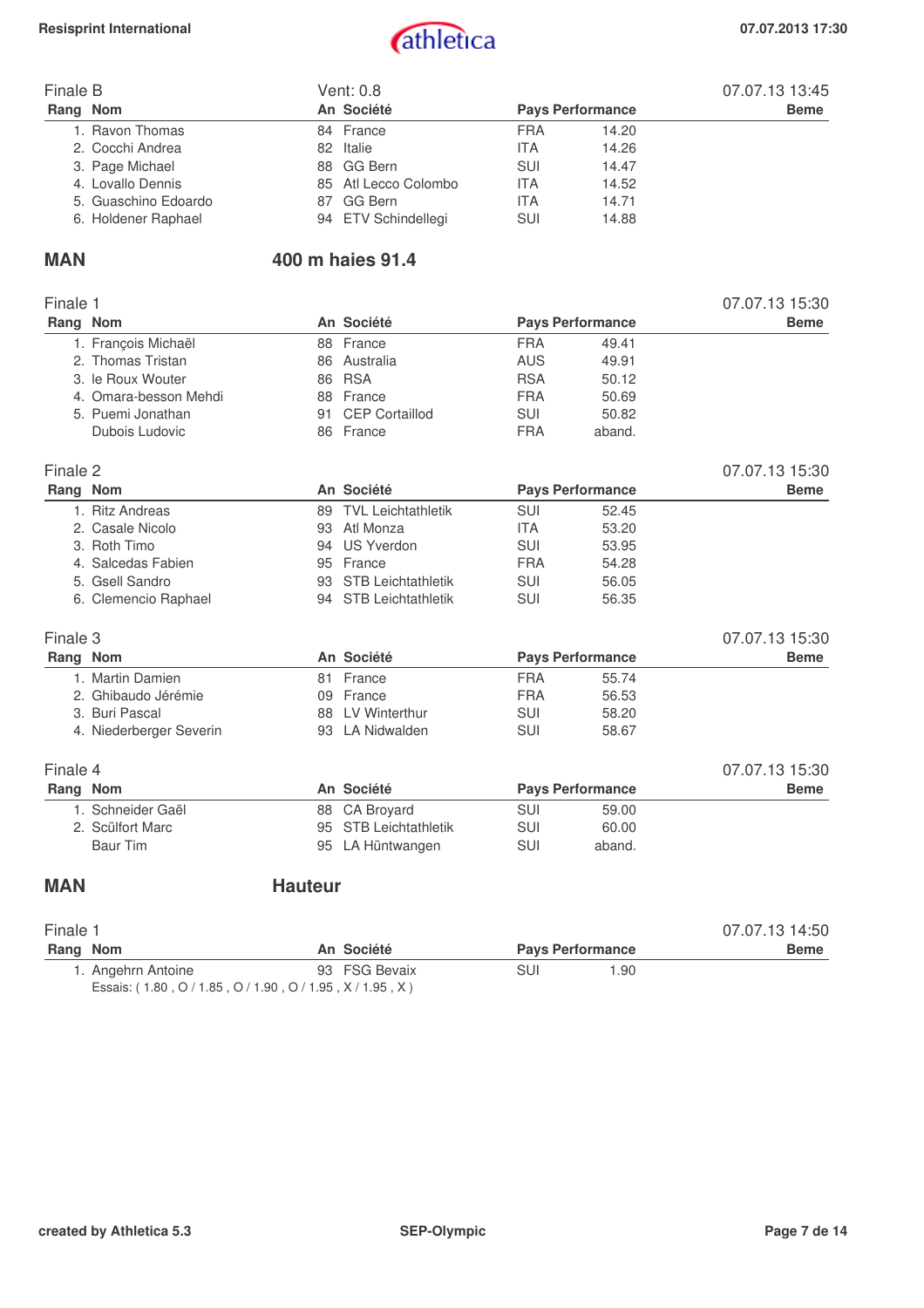Finale B — Vent: 0.8 — 07.07.13 13:45

| Rang | Nom | An | Société | Pays | Performance | Beme |
|---|---|---|---|---|---|---|
| 1. | Ravon Thomas | 84 | France | FRA | 14.20 | |
| 2. | Cocchi Andrea | 82 | Italie | ITA | 14.26 | |
| 3. | Page Michael | 88 | GG Bern | SUI | 14.47 | |
| 4. | Lovallo Dennis | 85 | Atl Lecco Colombo | ITA | 14.52 | |
| 5. | Guaschino Edoardo | 87 | GG Bern | ITA | 14.71 | |
| 6. | Holdener Raphael | 94 | ETV Schindellegi | SUI | 14.88 | |

## MAN — 400 m haies 91.4

Finale 1 — 07.07.13 15:30

| Rang | Nom | An | Société | Pays | Performance | Beme |
|---|---|---|---|---|---|---|
| 1. | François Michaël | 88 | France | FRA | 49.41 | |
| 2. | Thomas Tristan | 86 | Australia | AUS | 49.91 | |
| 3. | le Roux Wouter | 86 | RSA | RSA | 50.12 | |
| 4. | Omara-besson Mehdi | 88 | France | FRA | 50.69 | |
| 5. | Puemi Jonathan | 91 | CEP Cortaillod | SUI | 50.82 | |
| | Dubois Ludovic | 86 | France | FRA | aband. | |

Finale 2 — 07.07.13 15:30

| Rang | Nom | An | Société | Pays | Performance | Beme |
|---|---|---|---|---|---|---|
| 1. | Ritz Andreas | 89 | TVL Leichtathletik | SUI | 52.45 | |
| 2. | Casale Nicolo | 93 | Atl Monza | ITA | 53.20 | |
| 3. | Roth Timo | 94 | US Yverdon | SUI | 53.95 | |
| 4. | Salcedas Fabien | 95 | France | FRA | 54.28 | |
| 5. | Gsell Sandro | 93 | STB Leichtathletik | SUI | 56.05 | |
| 6. | Clemencio Raphael | 94 | STB Leichtathletik | SUI | 56.35 | |

Finale 3 — 07.07.13 15:30

| Rang | Nom | An | Société | Pays | Performance | Beme |
|---|---|---|---|---|---|---|
| 1. | Martin Damien | 81 | France | FRA | 55.74 | |
| 2. | Ghibaudo Jérémie | 09 | France | FRA | 56.53 | |
| 3. | Buri Pascal | 88 | LV Winterthur | SUI | 58.20 | |
| 4. | Niederberger Severin | 93 | LA Nidwalden | SUI | 58.67 | |

Finale 4 — 07.07.13 15:30

| Rang | Nom | An | Société | Pays | Performance | Beme |
|---|---|---|---|---|---|---|
| 1. | Schneider Gaël | 88 | CA Broyard | SUI | 59.00 | |
| 2. | Scülfort Marc | 95 | STB Leichtathletik | SUI | 60.00 | |
| | Baur Tim | 95 | LA Hüntwangen | SUI | aband. | |

## MAN — Hauteur

Finale 1 — 07.07.13 14:50

| Rang | Nom | An | Société | Pays | Performance | Beme |
|---|---|---|---|---|---|---|
| 1. | Angehrn Antoine | 93 | FSG Bevaix | SUI | 1.90 | |

Essais: ( 1.80 , O / 1.85 , O / 1.90 , O / 1.95 , X / 1.95 , X )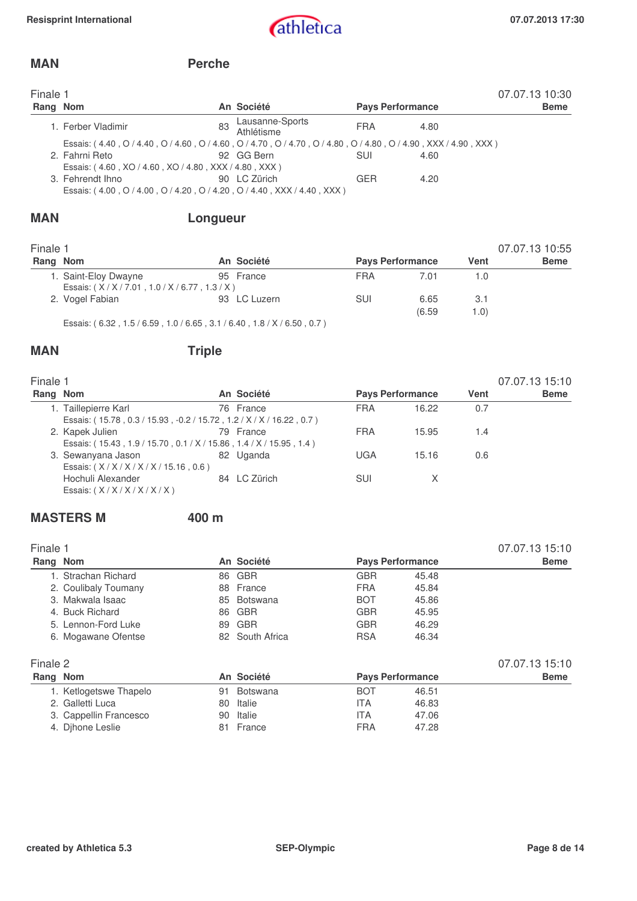## MAN — Perche

Finale 1 — 07.07.13 10:30

| Rang | Nom | An | Société | Pays | Performance | Beme |
|---|---|---|---|---|---|---|
| 1. | Ferber Vladimir | 83 | Lausanne-Sports Athlétisme | FRA | 4.80 | |
| | Essais: ( 4.40 , O / 4.40 , O / 4.60 , O / 4.60 , O / 4.70 , O / 4.70 , O / 4.80 , O / 4.80 , O / 4.90 , XXX / 4.90 , XXX ) | | | | | |
| 2. | Fahrni Reto | 92 | GG Bern | SUI | 4.60 | |
| | Essais: ( 4.60 , XO / 4.60 , XO / 4.80 , XXX / 4.80 , XXX ) | | | | | |
| 3. | Fehrendt Ihno | 90 | LC Zürich | GER | 4.20 | |
| | Essais: ( 4.00 , O / 4.00 , O / 4.20 , O / 4.20 , O / 4.40 , XXX / 4.40 , XXX ) | | | | | |

## MAN — Longueur

Finale 1 — 07.07.13 10:55

| Rang | Nom | An | Société | Pays | Performance | Vent | Beme |
|---|---|---|---|---|---|---|---|
| 1. | Saint-Eloy Dwayne | 95 | France | FRA | 7.01 | 1.0 | |
| | Essais: ( X / X / 7.01 , 1.0 / X / 6.77 , 1.3 / X ) | | | | | | |
| 2. | Vogel Fabian | 93 | LC Luzern | SUI | 6.65 (6.59 | 3.1 1.0) | |
| | Essais: ( 6.32 , 1.5 / 6.59 , 1.0 / 6.65 , 3.1 / 6.40 , 1.8 / X / 6.50 , 0.7 ) | | | | | | |

## MAN — Triple

Finale 1 — 07.07.13 15:10

| Rang | Nom | An | Société | Pays | Performance | Vent | Beme |
|---|---|---|---|---|---|---|---|
| 1. | Taillepierre Karl | 76 | France | FRA | 16.22 | 0.7 | |
| | Essais: ( 15.78 , 0.3 / 15.93 , -0.2 / 15.72 , 1.2 / X / X / 16.22 , 0.7 ) | | | | | | |
| 2. | Kapek Julien | 79 | France | FRA | 15.95 | 1.4 | |
| | Essais: ( 15.43 , 1.9 / 15.70 , 0.1 / X / 15.86 , 1.4 / X / 15.95 , 1.4 ) | | | | | | |
| 3. | Sewanyana Jason | 82 | Uganda | UGA | 15.16 | 0.6 | |
| | Essais: ( X / X / X / X / X / 15.16 , 0.6 ) | | | | | | |
| | Hochuli Alexander | 84 | LC Zürich | SUI | X | | |
| | Essais: ( X / X / X / X / X / X ) | | | | | | |

## MASTERS M — 400 m

Finale 1 — 07.07.13 15:10

| Rang | Nom | An | Société | Pays | Performance | Beme |
|---|---|---|---|---|---|---|
| 1. | Strachan Richard | 86 | GBR | GBR | 45.48 | |
| 2. | Coulibaly Toumany | 88 | France | FRA | 45.84 | |
| 3. | Makwala Isaac | 85 | Botswana | BOT | 45.86 | |
| 4. | Buck Richard | 86 | GBR | GBR | 45.95 | |
| 5. | Lennon-Ford Luke | 89 | GBR | GBR | 46.29 | |
| 6. | Mogawane Ofentse | 82 | South Africa | RSA | 46.34 | |

Finale 2 — 07.07.13 15:10

| Rang | Nom | An | Société | Pays | Performance | Beme |
|---|---|---|---|---|---|---|
| 1. | Ketlogetswe Thapelo | 91 | Botswana | BOT | 46.51 | |
| 2. | Galletti Luca | 80 | Italie | ITA | 46.83 | |
| 3. | Cappellin Francesco | 90 | Italie | ITA | 47.06 | |
| 4. | Djhone Leslie | 81 | France | FRA | 47.28 | |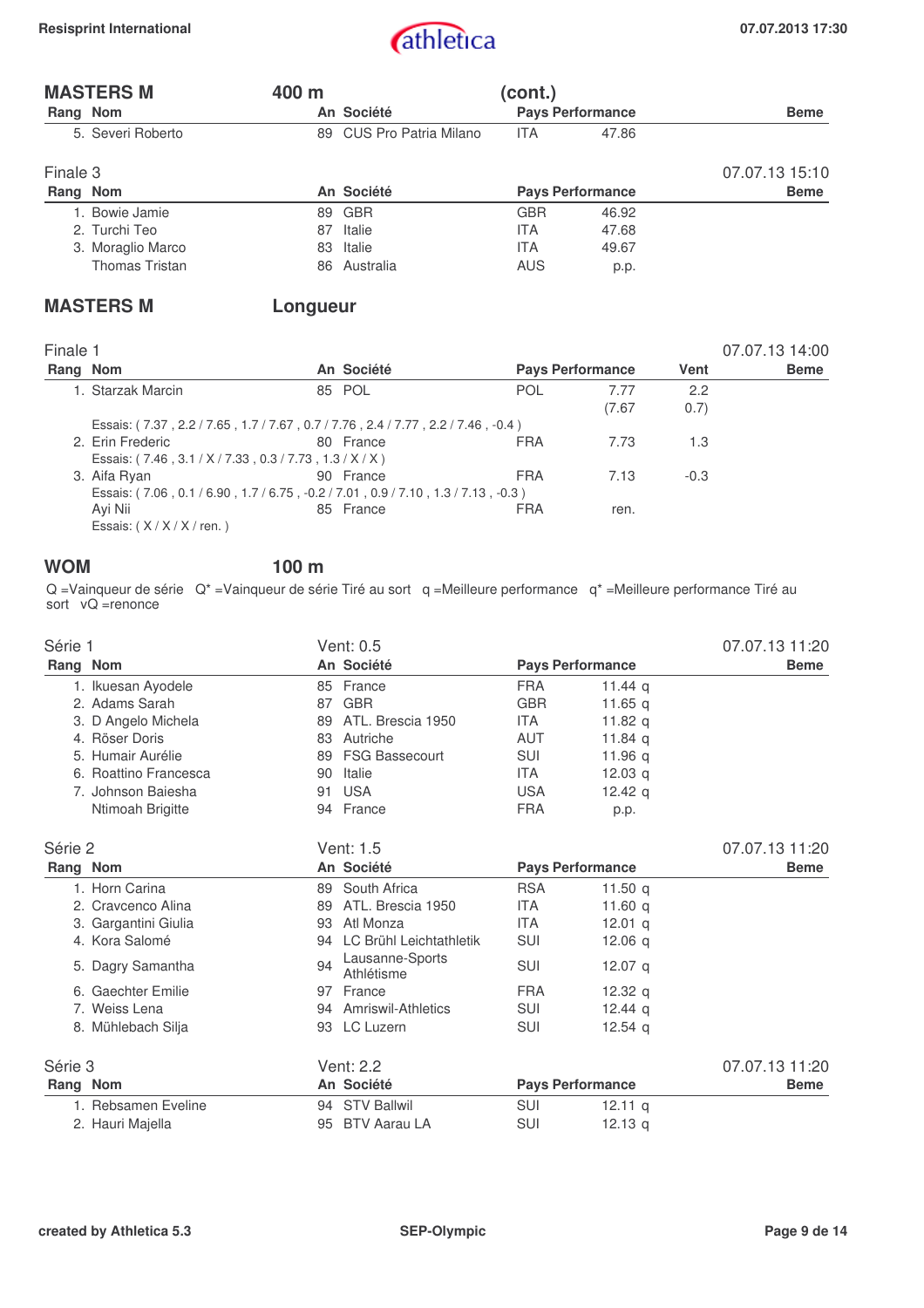## MASTERS M — 400 m (cont.)

| Rang | Nom | An | Société | Pays | Performance | Beme |
|---|---|---|---|---|---|---|
| 5. | Severi Roberto | 89 | CUS Pro Patria Milano | ITA | 47.86 | |

### Finale 3 — 07.07.13 15:10

| Rang | Nom | An | Société | Pays | Performance | Beme |
|---|---|---|---|---|---|---|
| 1. | Bowie Jamie | 89 | GBR | GBR | 46.92 | |
| 2. | Turchi Teo | 87 | Italie | ITA | 47.68 | |
| 3. | Moraglio Marco | 83 | Italie | ITA | 49.67 | |
| | Thomas Tristan | 86 | Australia | AUS | p.p. | |

## MASTERS M — Longueur

### Finale 1 — 07.07.13 14:00

| Rang | Nom | An | Société | Pays | Performance | Vent | Beme |
|---|---|---|---|---|---|---|---|
| 1. | Starzak Marcin | 85 | POL | POL | 7.77 (7.67 | 2.2 0.7) | |
| | Essais: ( 7.37 , 2.2 / 7.65 , 1.7 / 7.67 , 0.7 / 7.76 , 2.4 / 7.77 , 2.2 / 7.46 , -0.4 ) | | | | | | |
| 2. | Erin Frederic | 80 | France | FRA | 7.73 | 1.3 | |
| | Essais: ( 7.46 , 3.1 / X / 7.33 , 0.3 / 7.73 , 1.3 / X / X ) | | | | | | |
| 3. | Aifa Ryan | 90 | France | FRA | 7.13 | -0.3 | |
| | Essais: ( 7.06 , 0.1 / 6.90 , 1.7 / 6.75 , -0.2 / 7.01 , 0.9 / 7.10 , 1.3 / 7.13 , -0.3 ) | | | | | | |
| | Ayi Nii | 85 | France | FRA | ren. | | |
| | Essais: ( X / X / X / ren. ) | | | | | | |

## WOM — 100 m

Q =Vainqueur de série Q* =Vainqueur de série Tiré au sort q =Meilleure performance q* =Meilleure performance Tiré au sort vQ =renonce

### Série 1 — Vent: 0.5 — 07.07.13 11:20

| Rang | Nom | An | Société | Pays | Performance | Beme |
|---|---|---|---|---|---|---|
| 1. | Ikuesan Ayodele | 85 | France | FRA | 11.44 q | |
| 2. | Adams Sarah | 87 | GBR | GBR | 11.65 q | |
| 3. | D Angelo Michela | 89 | ATL. Brescia 1950 | ITA | 11.82 q | |
| 4. | Röser Doris | 83 | Autriche | AUT | 11.84 q | |
| 5. | Humair Aurélie | 89 | FSG Bassecourt | SUI | 11.96 q | |
| 6. | Roattino Francesca | 90 | Italie | ITA | 12.03 q | |
| 7. | Johnson Baiesha | 91 | USA | USA | 12.42 q | |
| | Ntimoah Brigitte | 94 | France | FRA | p.p. | |

### Série 2 — Vent: 1.5 — 07.07.13 11:20

| Rang | Nom | An | Société | Pays | Performance | Beme |
|---|---|---|---|---|---|---|
| 1. | Horn Carina | 89 | South Africa | RSA | 11.50 q | |
| 2. | Cravcenco Alina | 89 | ATL. Brescia 1950 | ITA | 11.60 q | |
| 3. | Gargantini Giulia | 93 | Atl Monza | ITA | 12.01 q | |
| 4. | Kora Salomé | 94 | LC Brühl Leichtathletik | SUI | 12.06 q | |
| 5. | Dagry Samantha | 94 | Lausanne-Sports Athlétisme | SUI | 12.07 q | |
| 6. | Gaechter Emilie | 97 | France | FRA | 12.32 q | |
| 7. | Weiss Lena | 94 | Amriswil-Athletics | SUI | 12.44 q | |
| 8. | Mühlebach Silja | 93 | LC Luzern | SUI | 12.54 q | |

### Série 3 — Vent: 2.2 — 07.07.13 11:20

| Rang | Nom | An | Société | Pays | Performance | Beme |
|---|---|---|---|---|---|---|
| 1. | Rebsamen Eveline | 94 | STV Ballwil | SUI | 12.11 q | |
| 2. | Hauri Majella | 95 | BTV Aarau LA | SUI | 12.13 q | |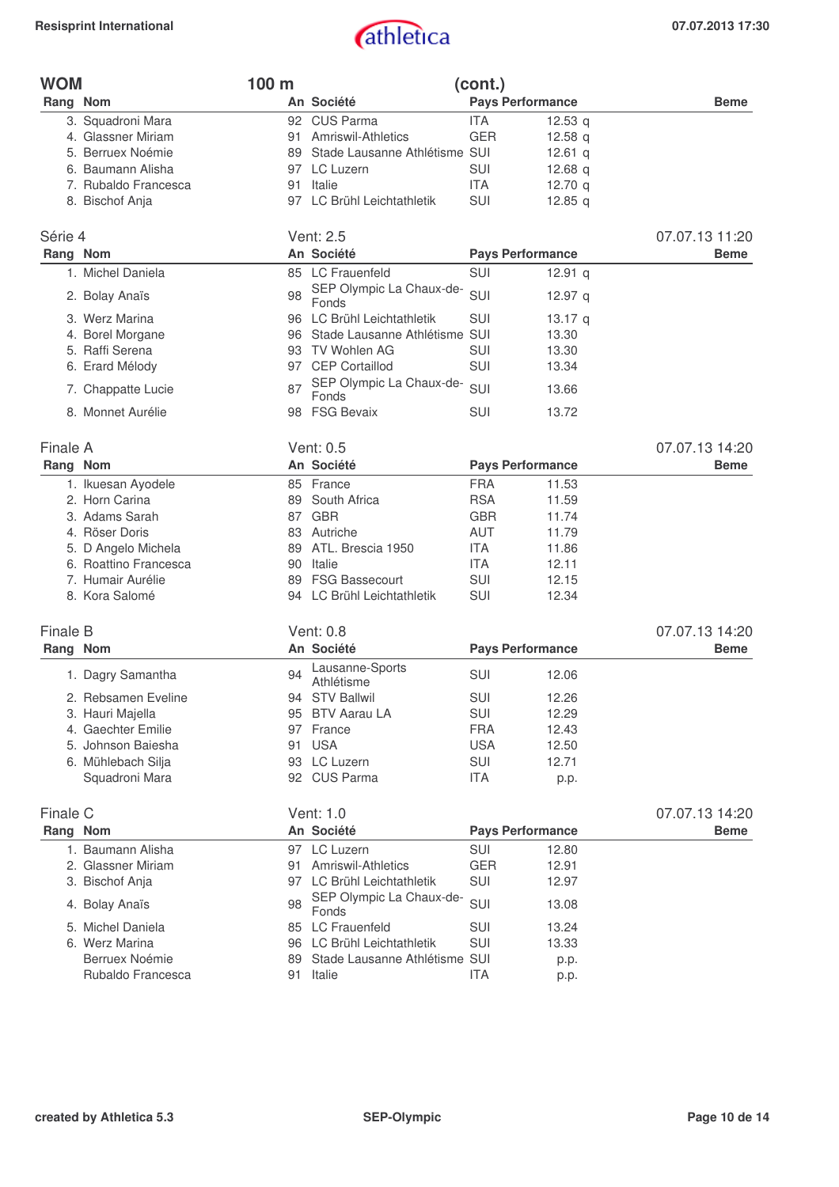## WOM 100 m (cont.)

| Rang | Nom | An | Société | Pays | Performance | Beme |
|---|---|---|---|---|---|---|
| 3. | Squadroni Mara | 92 | CUS Parma | ITA | 12.53 q | |
| 4. | Glassner Miriam | 91 | Amriswil-Athletics | GER | 12.58 q | |
| 5. | Berruex Noémie | 89 | Stade Lausanne Athlétisme | SUI | 12.61 q | |
| 6. | Baumann Alisha | 97 | LC Luzern | SUI | 12.68 q | |
| 7. | Rubaldo Francesca | 91 | Italie | ITA | 12.70 q | |
| 8. | Bischof Anja | 97 | LC Brühl Leichtathletik | SUI | 12.85 q | |

### Série 4 — Vent: 2.5 — 07.07.13 11:20

| Rang | Nom | An | Société | Pays | Performance | Beme |
|---|---|---|---|---|---|---|
| 1. | Michel Daniela | 85 | LC Frauenfeld | SUI | 12.91 q | |
| 2. | Bolay Anaïs | 98 | SEP Olympic La Chaux-de-Fonds | SUI | 12.97 q | |
| 3. | Werz Marina | 96 | LC Brühl Leichtathletik | SUI | 13.17 q | |
| 4. | Borel Morgane | 96 | Stade Lausanne Athlétisme | SUI | 13.30 | |
| 5. | Raffi Serena | 93 | TV Wohlen AG | SUI | 13.30 | |
| 6. | Erard Mélody | 97 | CEP Cortaillod | SUI | 13.34 | |
| 7. | Chappatte Lucie | 87 | SEP Olympic La Chaux-de-Fonds | SUI | 13.66 | |
| 8. | Monnet Aurélie | 98 | FSG Bevaix | SUI | 13.72 | |

### Finale A — Vent: 0.5 — 07.07.13 14:20

| Rang | Nom | An | Société | Pays | Performance | Beme |
|---|---|---|---|---|---|---|
| 1. | Ikuesan Ayodele | 85 | France | FRA | 11.53 | |
| 2. | Horn Carina | 89 | South Africa | RSA | 11.59 | |
| 3. | Adams Sarah | 87 | GBR | GBR | 11.74 | |
| 4. | Röser Doris | 83 | Autriche | AUT | 11.79 | |
| 5. | D Angelo Michela | 89 | ATL. Brescia 1950 | ITA | 11.86 | |
| 6. | Roattino Francesca | 90 | Italie | ITA | 12.11 | |
| 7. | Humair Aurélie | 89 | FSG Bassecourt | SUI | 12.15 | |
| 8. | Kora Salomé | 94 | LC Brühl Leichtathletik | SUI | 12.34 | |

### Finale B — Vent: 0.8 — 07.07.13 14:20

| Rang | Nom | An | Société | Pays | Performance | Beme |
|---|---|---|---|---|---|---|
| 1. | Dagry Samantha | 94 | Lausanne-Sports Athlétisme | SUI | 12.06 | |
| 2. | Rebsamen Eveline | 94 | STV Ballwil | SUI | 12.26 | |
| 3. | Hauri Majella | 95 | BTV Aarau LA | SUI | 12.29 | |
| 4. | Gaechter Emilie | 97 | France | FRA | 12.43 | |
| 5. | Johnson Baiesha | 91 | USA | USA | 12.50 | |
| 6. | Mühlebach Silja | 93 | LC Luzern | SUI | 12.71 | |
| | Squadroni Mara | 92 | CUS Parma | ITA | p.p. | |

### Finale C — Vent: 1.0 — 07.07.13 14:20

| Rang | Nom | An | Société | Pays | Performance | Beme |
|---|---|---|---|---|---|---|
| 1. | Baumann Alisha | 97 | LC Luzern | SUI | 12.80 | |
| 2. | Glassner Miriam | 91 | Amriswil-Athletics | GER | 12.91 | |
| 3. | Bischof Anja | 97 | LC Brühl Leichtathletik | SUI | 12.97 | |
| 4. | Bolay Anaïs | 98 | SEP Olympic La Chaux-de-Fonds | SUI | 13.08 | |
| 5. | Michel Daniela | 85 | LC Frauenfeld | SUI | 13.24 | |
| 6. | Werz Marina | 96 | LC Brühl Leichtathletik | SUI | 13.33 | |
| | Berruex Noémie | 89 | Stade Lausanne Athlétisme | SUI | p.p. | |
| | Rubaldo Francesca | 91 | Italie | ITA | p.p. | |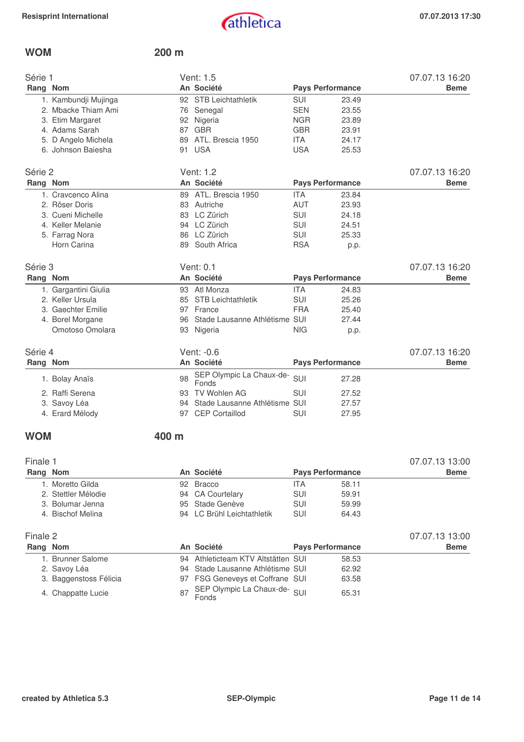## WOM 200 m

### Série 1

Vent: 1.5 — 07.07.13 16:20

| Rang | Nom | An | Société | Pays | Performance | Beme |
|---|---|---|---|---|---|---|
| 1. | Kambundji Mujinga | 92 | STB Leichtathletik | SUI | 23.49 | |
| 2. | Mbacke Thiam Ami | 76 | Senegal | SEN | 23.55 | |
| 3. | Etim Margaret | 92 | Nigeria | NGR | 23.89 | |
| 4. | Adams Sarah | 87 | GBR | GBR | 23.91 | |
| 5. | D Angelo Michela | 89 | ATL. Brescia 1950 | ITA | 24.17 | |
| 6. | Johnson Baiesha | 91 | USA | USA | 25.53 | |

### Série 2

Vent: 1.2 — 07.07.13 16:20

| Rang | Nom | An | Société | Pays | Performance | Beme |
|---|---|---|---|---|---|---|
| 1. | Cravcenco Alina | 89 | ATL. Brescia 1950 | ITA | 23.84 | |
| 2. | Röser Doris | 83 | Autriche | AUT | 23.93 | |
| 3. | Cueni Michelle | 83 | LC Zürich | SUI | 24.18 | |
| 4. | Keller Melanie | 94 | LC Zürich | SUI | 24.51 | |
| 5. | Farrag Nora | 86 | LC Zürich | SUI | 25.33 | |
| | Horn Carina | 89 | South Africa | RSA | p.p. | |

### Série 3

Vent: 0.1 — 07.07.13 16:20

| Rang | Nom | An | Société | Pays | Performance | Beme |
|---|---|---|---|---|---|---|
| 1. | Gargantini Giulia | 93 | Atl Monza | ITA | 24.83 | |
| 2. | Keller Ursula | 85 | STB Leichtathletik | SUI | 25.26 | |
| 3. | Gaechter Emilie | 97 | France | FRA | 25.40 | |
| 4. | Borel Morgane | 96 | Stade Lausanne Athlétisme | SUI | 27.44 | |
| | Omotoso Omolara | 93 | Nigeria | NIG | p.p. | |

### Série 4

Vent: -0.6 — 07.07.13 16:20

| Rang | Nom | An | Société | Pays | Performance | Beme |
|---|---|---|---|---|---|---|
| 1. | Bolay Anaïs | 98 | SEP Olympic La Chaux-de-Fonds | SUI | 27.28 | |
| 2. | Raffi Serena | 93 | TV Wohlen AG | SUI | 27.52 | |
| 3. | Savoy Léa | 94 | Stade Lausanne Athlétisme | SUI | 27.57 | |
| 4. | Erard Mélody | 97 | CEP Cortaillod | SUI | 27.95 | |

## WOM 400 m

### Finale 1

07.07.13 13:00

| Rang | Nom | An | Société | Pays | Performance | Beme |
|---|---|---|---|---|---|---|
| 1. | Moretto Gilda | 92 | Bracco | ITA | 58.11 | |
| 2. | Stettler Mélodie | 94 | CA Courtelary | SUI | 59.91 | |
| 3. | Bolumar Jenna | 95 | Stade Genève | SUI | 59.99 | |
| 4. | Bischof Melina | 94 | LC Brühl Leichtathletik | SUI | 64.43 | |

### Finale 2

07.07.13 13:00

| Rang | Nom | An | Société | Pays | Performance | Beme |
|---|---|---|---|---|---|---|
| 1. | Brunner Salome | 94 | Athleticteam KTV Altstätten | SUI | 58.53 | |
| 2. | Savoy Léa | 94 | Stade Lausanne Athlétisme | SUI | 62.92 | |
| 3. | Baggenstoss Félicia | 97 | FSG Geneveys et Coffrane | SUI | 63.58 | |
| 4. | Chappatte Lucie | 87 | SEP Olympic La Chaux-de-Fonds | SUI | 65.31 | |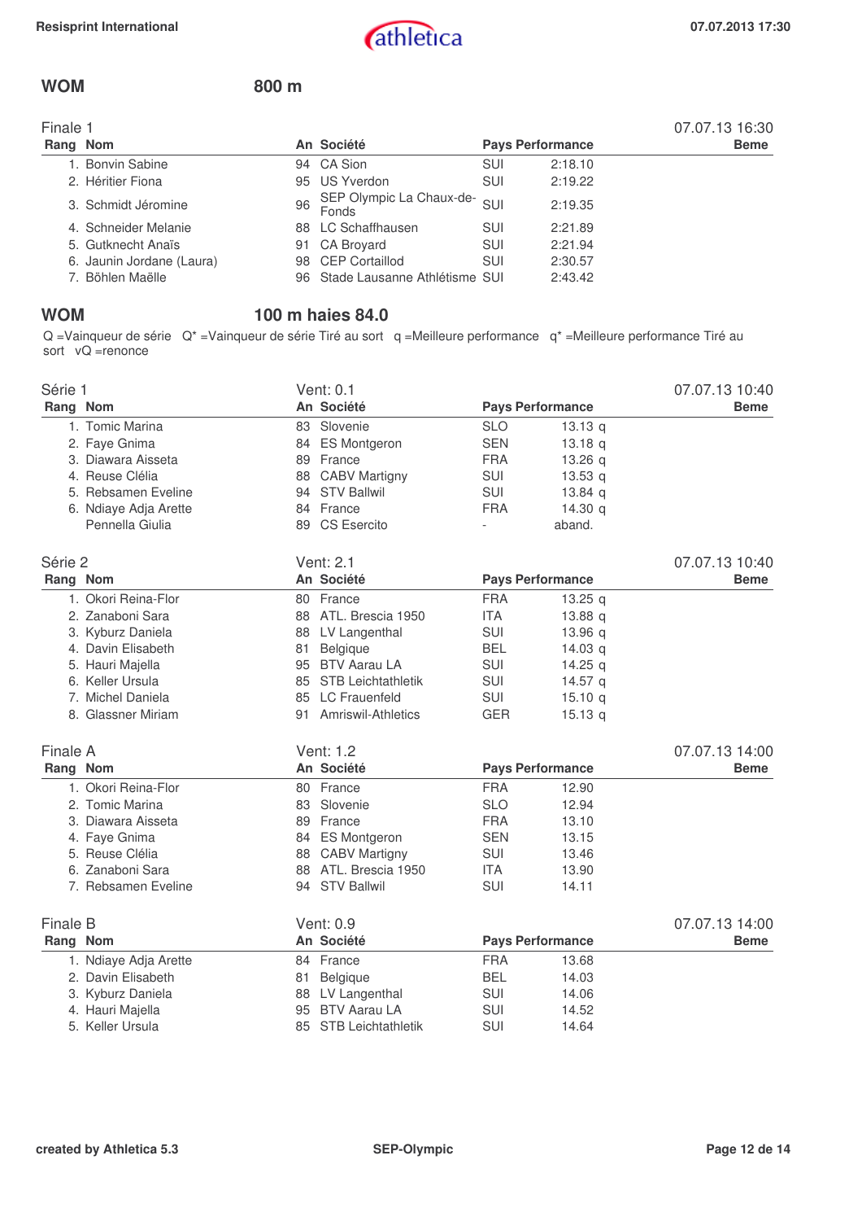## WOM 800 m

### Finale 1

07.07.13 16:30

| Rang | Nom | An | Société | Pays | Performance | Beme |
|---|---|---|---|---|---|---|
| 1. | Bonvin Sabine | 94 | CA Sion | SUI | 2:18.10 | |
| 2. | Héritier Fiona | 95 | US Yverdon | SUI | 2:19.22 | |
| 3. | Schmidt Jéromine | 96 | SEP Olympic La Chaux-de-Fonds | SUI | 2:19.35 | |
| 4. | Schneider Melanie | 88 | LC Schaffhausen | SUI | 2:21.89 | |
| 5. | Gutknecht Anaïs | 91 | CA Broyard | SUI | 2:21.94 | |
| 6. | Jaunin Jordane (Laura) | 98 | CEP Cortaillod | SUI | 2:30.57 | |
| 7. | Böhlen Maëlle | 96 | Stade Lausanne Athlétisme | SUI | 2:43.42 | |

## WOM 100 m haies 84.0

Q =Vainqueur de série Q* =Vainqueur de série Tiré au sort q =Meilleure performance q* =Meilleure performance Tiré au sort vQ =renonce

### Série 1

Vent: 0.1 — 07.07.13 10:40

| Rang | Nom | An | Société | Pays | Performance | Beme |
|---|---|---|---|---|---|---|
| 1. | Tomic Marina | 83 | Slovenie | SLO | 13.13 q | |
| 2. | Faye Gnima | 84 | ES Montgeron | SEN | 13.18 q | |
| 3. | Diawara Aisseta | 89 | France | FRA | 13.26 q | |
| 4. | Reuse Clélia | 88 | CABV Martigny | SUI | 13.53 q | |
| 5. | Rebsamen Eveline | 94 | STV Ballwil | SUI | 13.84 q | |
| 6. | Ndiaye Adja Arette | 84 | France | FRA | 14.30 q | |
| | Pennella Giulia | 89 | CS Esercito | - | aband. | |

### Série 2

Vent: 2.1 — 07.07.13 10:40

| Rang | Nom | An | Société | Pays | Performance | Beme |
|---|---|---|---|---|---|---|
| 1. | Okori Reina-Flor | 80 | France | FRA | 13.25 q | |
| 2. | Zanaboni Sara | 88 | ATL. Brescia 1950 | ITA | 13.88 q | |
| 3. | Kyburz Daniela | 88 | LV Langenthal | SUI | 13.96 q | |
| 4. | Davin Elisabeth | 81 | Belgique | BEL | 14.03 q | |
| 5. | Hauri Majella | 95 | BTV Aarau LA | SUI | 14.25 q | |
| 6. | Keller Ursula | 85 | STB Leichtathletik | SUI | 14.57 q | |
| 7. | Michel Daniela | 85 | LC Frauenfeld | SUI | 15.10 q | |
| 8. | Glassner Miriam | 91 | Amriswil-Athletics | GER | 15.13 q | |

### Finale A

Vent: 1.2 — 07.07.13 14:00

| Rang | Nom | An | Société | Pays | Performance | Beme |
|---|---|---|---|---|---|---|
| 1. | Okori Reina-Flor | 80 | France | FRA | 12.90 | |
| 2. | Tomic Marina | 83 | Slovenie | SLO | 12.94 | |
| 3. | Diawara Aisseta | 89 | France | FRA | 13.10 | |
| 4. | Faye Gnima | 84 | ES Montgeron | SEN | 13.15 | |
| 5. | Reuse Clélia | 88 | CABV Martigny | SUI | 13.46 | |
| 6. | Zanaboni Sara | 88 | ATL. Brescia 1950 | ITA | 13.90 | |
| 7. | Rebsamen Eveline | 94 | STV Ballwil | SUI | 14.11 | |

### Finale B

Vent: 0.9 — 07.07.13 14:00

| Rang | Nom | An | Société | Pays | Performance | Beme |
|---|---|---|---|---|---|---|
| 1. | Ndiaye Adja Arette | 84 | France | FRA | 13.68 | |
| 2. | Davin Elisabeth | 81 | Belgique | BEL | 14.03 | |
| 3. | Kyburz Daniela | 88 | LV Langenthal | SUI | 14.06 | |
| 4. | Hauri Majella | 95 | BTV Aarau LA | SUI | 14.52 | |
| 5. | Keller Ursula | 85 | STB Leichtathletik | SUI | 14.64 | |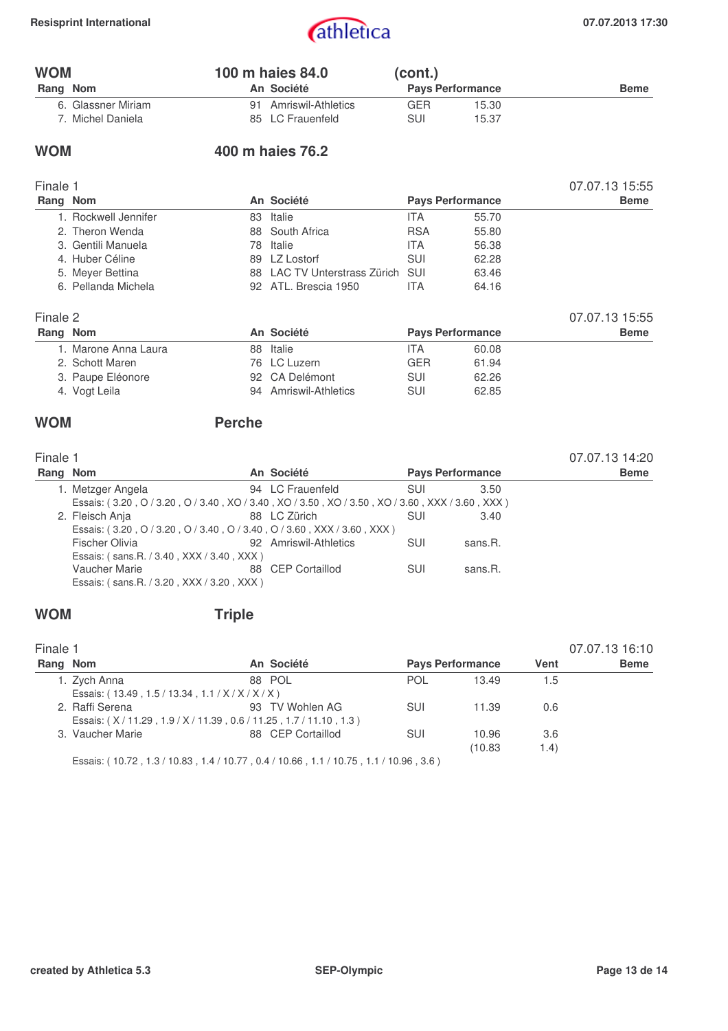## WOM — 100 m haies 84.0 (cont.)

| Rang | Nom | An | Société | Pays | Performance | Beme |
|---|---|---|---|---|---|---|
| 6. | Glassner Miriam | 91 | Amriswil-Athletics | GER | 15.30 | |
| 7. | Michel Daniela | 85 | LC Frauenfeld | SUI | 15.37 | |

## WOM — 400 m haies 76.2

### Finale 1 — 07.07.13 15:55

| Rang | Nom | An | Société | Pays | Performance | Beme |
|---|---|---|---|---|---|---|
| 1. | Rockwell Jennifer | 83 | Italie | ITA | 55.70 | |
| 2. | Theron Wenda | 88 | South Africa | RSA | 55.80 | |
| 3. | Gentili Manuela | 78 | Italie | ITA | 56.38 | |
| 4. | Huber Céline | 89 | LZ Lostorf | SUI | 62.28 | |
| 5. | Meyer Bettina | 88 | LAC TV Unterstrass Zürich | SUI | 63.46 | |
| 6. | Pellanda Michela | 92 | ATL. Brescia 1950 | ITA | 64.16 | |

### Finale 2 — 07.07.13 15:55

| Rang | Nom | An | Société | Pays | Performance | Beme |
|---|---|---|---|---|---|---|
| 1. | Marone Anna Laura | 88 | Italie | ITA | 60.08 | |
| 2. | Schott Maren | 76 | LC Luzern | GER | 61.94 | |
| 3. | Paupe Eléonore | 92 | CA Delémont | SUI | 62.26 | |
| 4. | Vogt Leila | 94 | Amriswil-Athletics | SUI | 62.85 | |

## WOM — Perche

### Finale 1 — 07.07.13 14:20

| Rang | Nom | An | Société | Pays | Performance | Beme |
|---|---|---|---|---|---|---|
| 1. | Metzger Angela | 94 | LC Frauenfeld | SUI | 3.50 | |
| | Essais: ( 3.20 , O / 3.20 , O / 3.40 , XO / 3.40 , XO / 3.50 , XO / 3.50 , XO / 3.60 , XXX / 3.60 , XXX ) | | | | | |
| 2. | Fleisch Anja | 88 | LC Zürich | SUI | 3.40 | |
| | Essais: ( 3.20 , O / 3.20 , O / 3.40 , O / 3.40 , O / 3.60 , XXX / 3.60 , XXX ) | | | | | |
| | Fischer Olivia | 92 | Amriswil-Athletics | SUI | sans.R. | |
| | Essais: ( sans.R. / 3.40 , XXX / 3.40 , XXX ) | | | | | |
| | Vaucher Marie | 88 | CEP Cortaillod | SUI | sans.R. | |
| | Essais: ( sans.R. / 3.20 , XXX / 3.20 , XXX ) | | | | | |

## WOM — Triple

### Finale 1 — 07.07.13 16:10

| Rang | Nom | An | Société | Pays | Performance | Vent | Beme |
|---|---|---|---|---|---|---|---|
| 1. | Zych Anna | 88 | POL | POL | 13.49 | 1.5 | |
| | Essais: ( 13.49 , 1.5 / 13.34 , 1.1 / X / X / X / X ) | | | | | | |
| 2. | Raffi Serena | 93 | TV Wohlen AG | SUI | 11.39 | 0.6 | |
| | Essais: ( X / 11.29 , 1.9 / X / 11.39 , 0.6 / 11.25 , 1.7 / 11.10 , 1.3 ) | | | | | | |
| 3. | Vaucher Marie | 88 | CEP Cortaillod | SUI | 10.96 (10.83 | 3.6 1.4) | |
| | Essais: ( 10.72 , 1.3 / 10.83 , 1.4 / 10.77 , 0.4 / 10.66 , 1.1 / 10.75 , 1.1 / 10.96 , 3.6 ) | | | | | | |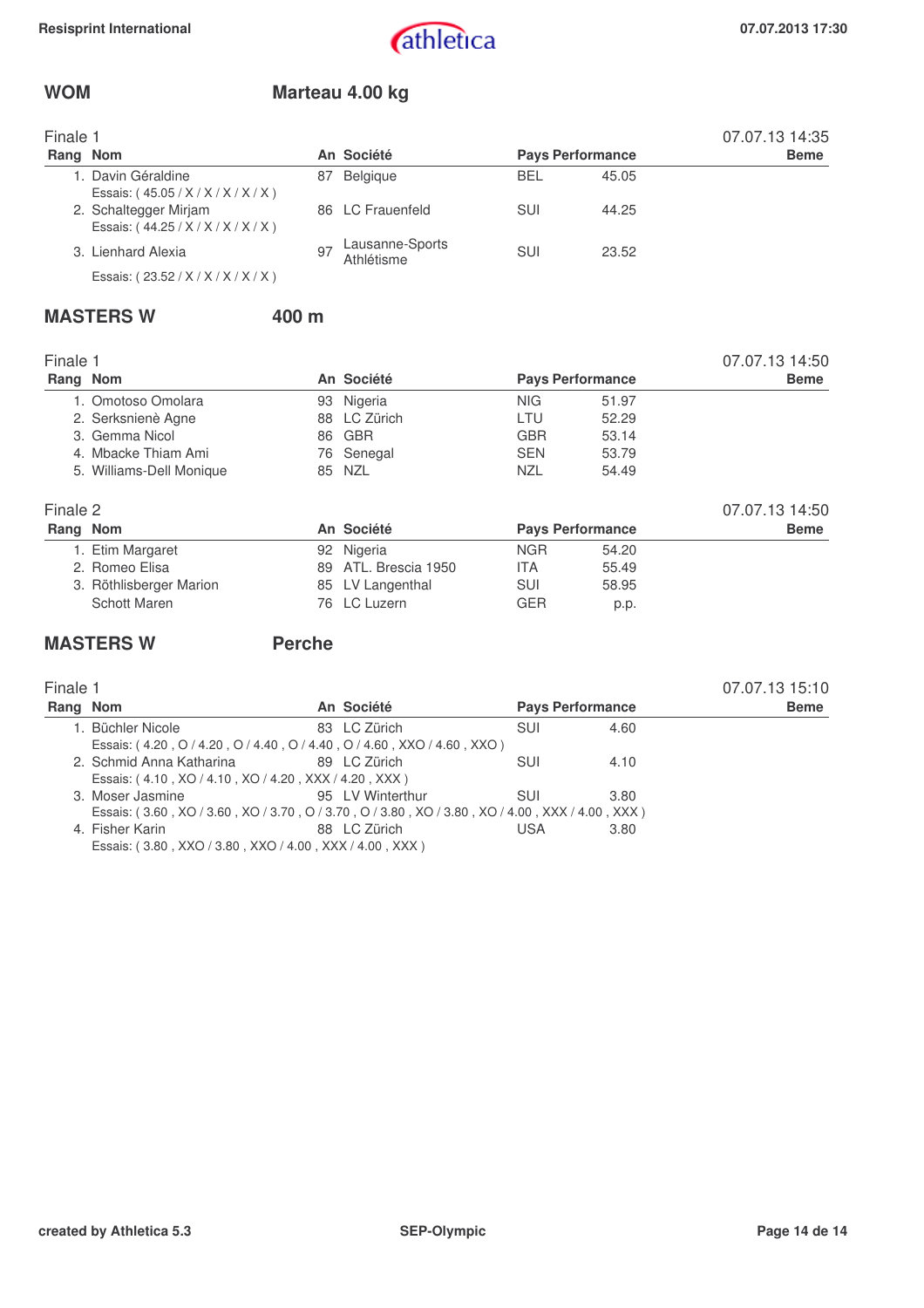## WOM — Marteau 4.00 kg

Finale 1 — 07.07.13 14:35

| Rang | Nom | An | Société | Pays | Performance | Beme |
|---|---|---|---|---|---|---|
| 1. | Davin Géraldine | 87 | Belgique | BEL | 45.05 | |
| | Essais: ( 45.05 / X / X / X / X / X ) | | | | | |
| 2. | Schaltegger Mirjam | 86 | LC Frauenfeld | SUI | 44.25 | |
| | Essais: ( 44.25 / X / X / X / X / X ) | | | | | |
| 3. | Lienhard Alexia | 97 | Lausanne-Sports Athlétisme | SUI | 23.52 | |
| | Essais: ( 23.52 / X / X / X / X / X ) | | | | | |

## MASTERS W — 400 m

Finale 1 — 07.07.13 14:50

| Rang | Nom | An | Société | Pays | Performance | Beme |
|---|---|---|---|---|---|---|
| 1. | Omotoso Omolara | 93 | Nigeria | NIG | 51.97 | |
| 2. | Serksnienè Agne | 88 | LC Zürich | LTU | 52.29 | |
| 3. | Gemma Nicol | 86 | GBR | GBR | 53.14 | |
| 4. | Mbacke Thiam Ami | 76 | Senegal | SEN | 53.79 | |
| 5. | Williams-Dell Monique | 85 | NZL | NZL | 54.49 | |

Finale 2 — 07.07.13 14:50

| Rang | Nom | An | Société | Pays | Performance | Beme |
|---|---|---|---|---|---|---|
| 1. | Etim Margaret | 92 | Nigeria | NGR | 54.20 | |
| 2. | Romeo Elisa | 89 | ATL. Brescia 1950 | ITA | 55.49 | |
| 3. | Röthlisberger Marion | 85 | LV Langenthal | SUI | 58.95 | |
| | Schott Maren | 76 | LC Luzern | GER | p.p. | |

## MASTERS W — Perche

Finale 1 — 07.07.13 15:10

| Rang | Nom | An | Société | Pays | Performance | Beme |
|---|---|---|---|---|---|---|
| 1. | Büchler Nicole | 83 | LC Zürich | SUI | 4.60 | |
| | Essais: ( 4.20 , O / 4.20 , O / 4.40 , O / 4.40 , O / 4.60 , XXO / 4.60 , XXO ) | | | | | |
| 2. | Schmid Anna Katharina | 89 | LC Zürich | SUI | 4.10 | |
| | Essais: ( 4.10 , XO / 4.10 , XO / 4.20 , XXX / 4.20 , XXX ) | | | | | |
| 3. | Moser Jasmine | 95 | LV Winterthur | SUI | 3.80 | |
| | Essais: ( 3.60 , XO / 3.60 , XO / 3.70 , O / 3.70 , O / 3.80 , XO / 3.80 , XO / 4.00 , XXX / 4.00 , XXX ) | | | | | |
| 4. | Fisher Karin | 88 | LC Zürich | USA | 3.80 | |
| | Essais: ( 3.80 , XXO / 3.80 , XXO / 4.00 , XXX / 4.00 , XXX ) | | | | | |